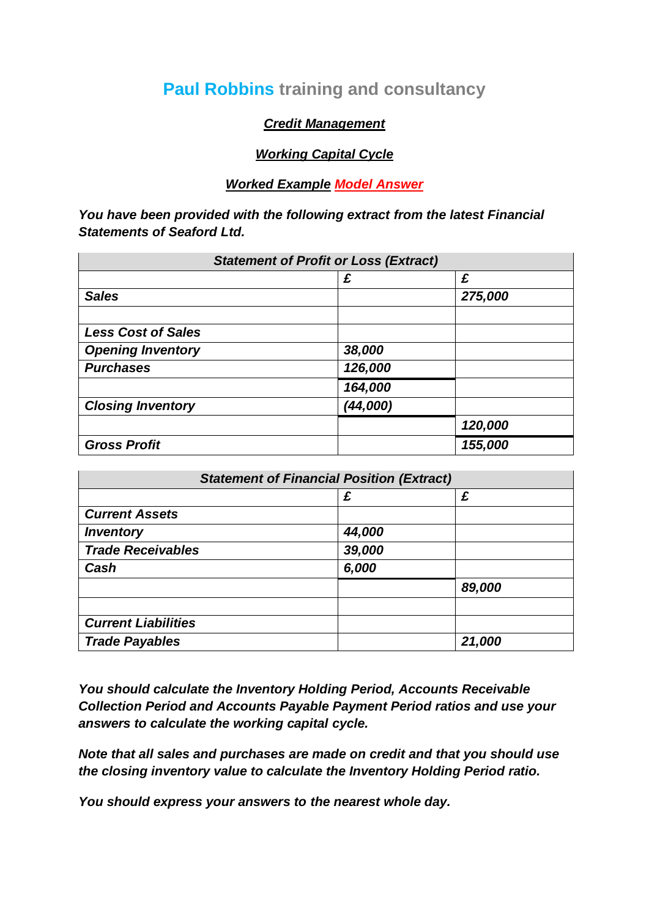# **Paul Robbins** training and consultancy

***Credit Management***

***Working Capital Cycle***

***Worked Example Model Answer***

***You have been provided with the following extract from the latest Financial Statements of Seaford Ltd.***

| ***Statement of Profit or Loss (Extract)*** | | |
|---|---|---|
| | ***£*** | ***£*** |
| ***Sales*** | | ***275,000*** |
| | | |
| ***Less Cost of Sales*** | | |
| ***Opening Inventory*** | ***38,000*** | |
| ***Purchases*** | ***126,000*** | |
| | ***164,000*** | |
| ***Closing Inventory*** | ***(44,000)*** | |
| | | ***120,000*** |
| ***Gross Profit*** | | ***155,000*** |

| ***Statement of Financial Position (Extract)*** | | |
|---|---|---|
| | ***£*** | ***£*** |
| ***Current Assets*** | | |
| ***Inventory*** | ***44,000*** | |
| ***Trade Receivables*** | ***39,000*** | |
| ***Cash*** | ***6,000*** | |
| | | ***89,000*** |
| | | |
| ***Current Liabilities*** | | |
| ***Trade Payables*** | | ***21,000*** |

***You should calculate the Inventory Holding Period, Accounts Receivable Collection Period and Accounts Payable Payment Period ratios and use your answers to calculate the working capital cycle.***

***Note that all sales and purchases are made on credit and that you should use the closing inventory value to calculate the Inventory Holding Period ratio.***

***You should express your answers to the nearest whole day.***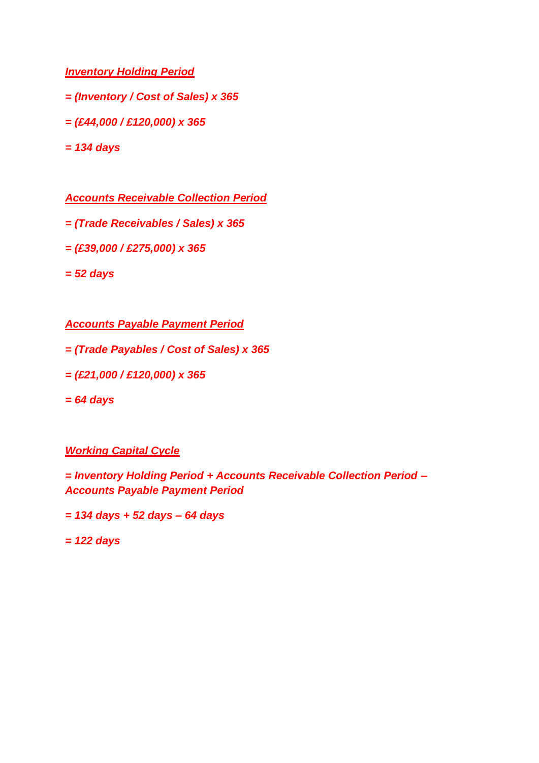***<u>Inventory Holding Period</u>***

***= (Inventory / Cost of Sales) x 365***

***= (£44,000 / £120,000) x 365***

***= 134 days***

***<u>Accounts Receivable Collection Period</u>***

***= (Trade Receivables / Sales) x 365***

***= (£39,000 / £275,000) x 365***

***= 52 days***

***<u>Accounts Payable Payment Period</u>***

***= (Trade Payables / Cost of Sales) x 365***

***= (£21,000 / £120,000) x 365***

***= 64 days***

***<u>Working Capital Cycle</u>***

***= Inventory Holding Period + Accounts Receivable Collection Period – Accounts Payable Payment Period***

***= 134 days + 52 days – 64 days***

***= 122 days***